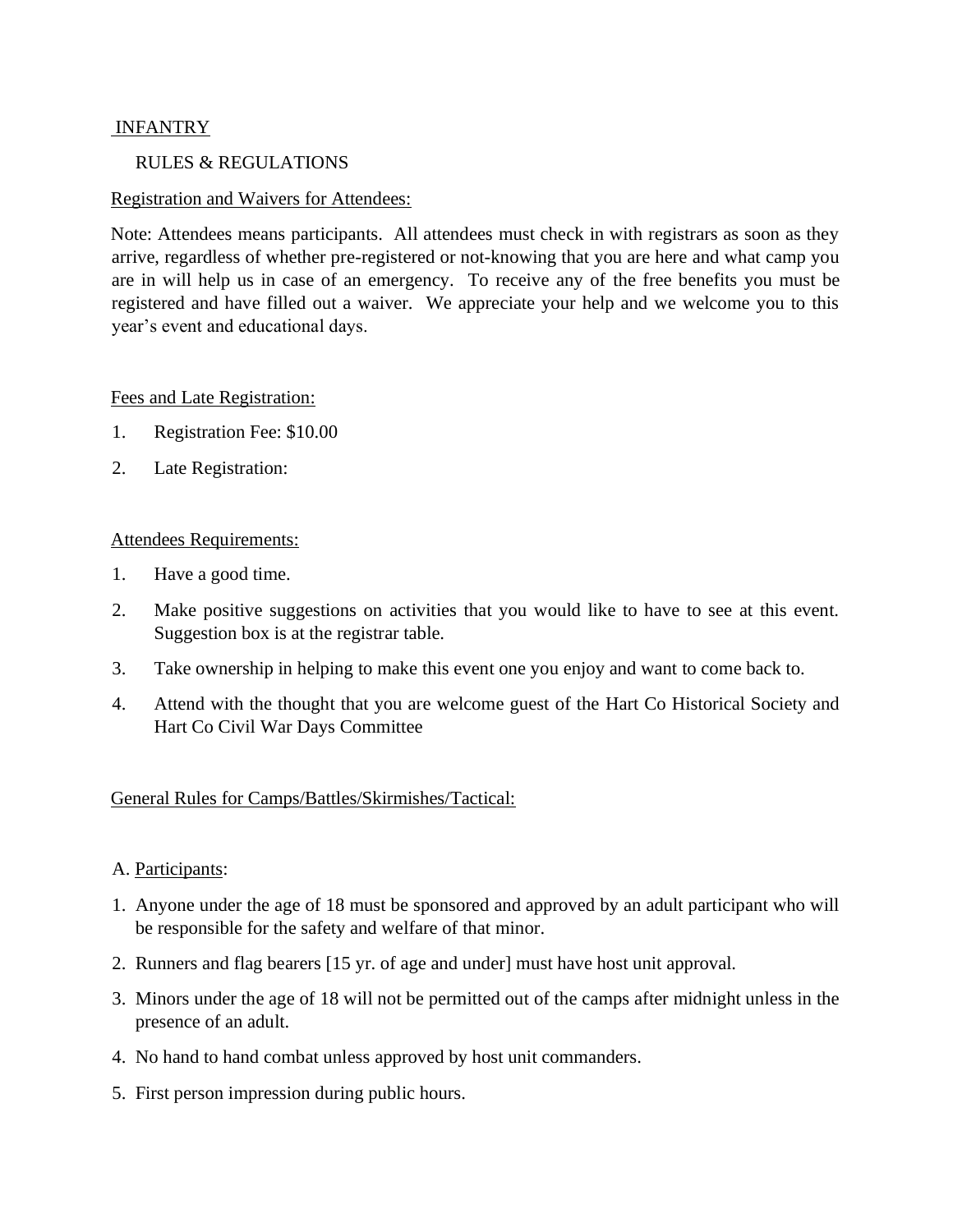# INFANTRY

## RULES & REGULATIONS

### Registration and Waivers for Attendees:

Note: Attendees means participants. All attendees must check in with registrars as soon as they arrive, regardless of whether pre-registered or not-knowing that you are here and what camp you are in will help us in case of an emergency. To receive any of the free benefits you must be registered and have filled out a waiver. We appreciate your help and we welcome you to this year's event and educational days.

### Fees and Late Registration:

1. Registration Fee: $10.00
2. Late Registration:

### Attendees Requirements:

1. Have a good time.
2. Make positive suggestions on activities that you would like to have to see at this event. Suggestion box is at the registrar table.
3. Take ownership in helping to make this event one you enjoy and want to come back to.
4. Attend with the thought that you are welcome guest of the Hart Co Historical Society and Hart Co Civil War Days Committee

### General Rules for Camps/Battles/Skirmishes/Tactical:

A. Participants:

1. Anyone under the age of 18 must be sponsored and approved by an adult participant who will be responsible for the safety and welfare of that minor.
2. Runners and flag bearers [15 yr. of age and under] must have host unit approval.
3. Minors under the age of 18 will not be permitted out of the camps after midnight unless in the presence of an adult.
4. No hand to hand combat unless approved by host unit commanders.
5. First person impression during public hours.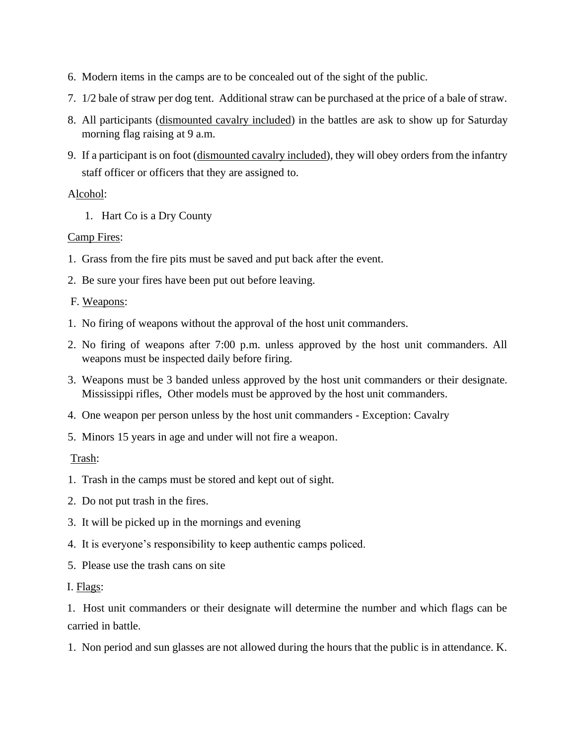6. Modern items in the camps are to be concealed out of the sight of the public.
7. 1/2 bale of straw per dog tent. Additional straw can be purchased at the price of a bale of straw.
8. All participants (<u>dismounted cavalry included</u>) in the battles are ask to show up for Saturday morning flag raising at 9 a.m.
9. If a participant is on foot (<u>dismounted cavalry included</u>), they will obey orders from the infantry staff officer or officers that they are assigned to.

Al<u>cohol</u>:

1. Hart Co is a Dry County

<u>Camp Fires</u>:

1. Grass from the fire pits must be saved and put back after the event.
2. Be sure your fires have been put out before leaving.

F. <u>Weapons</u>:

1. No firing of weapons without the approval of the host unit commanders.
2. No firing of weapons after 7:00 p.m. unless approved by the host unit commanders. All weapons must be inspected daily before firing.
3. Weapons must be 3 banded unless approved by the host unit commanders or their designate. Mississippi rifles, Other models must be approved by the host unit commanders.
4. One weapon per person unless by the host unit commanders - Exception: Cavalry
5. Minors 15 years in age and under will not fire a weapon.

<u>Trash</u>:

1. Trash in the camps must be stored and kept out of sight.
2. Do not put trash in the fires.
3. It will be picked up in the mornings and evening
4. It is everyone's responsibility to keep authentic camps policed.
5. Please use the trash cans on site

I. <u>Flags</u>:

1. Host unit commanders or their designate will determine the number and which flags can be carried in battle.

1. Non period and sun glasses are not allowed during the hours that the public is in attendance. K.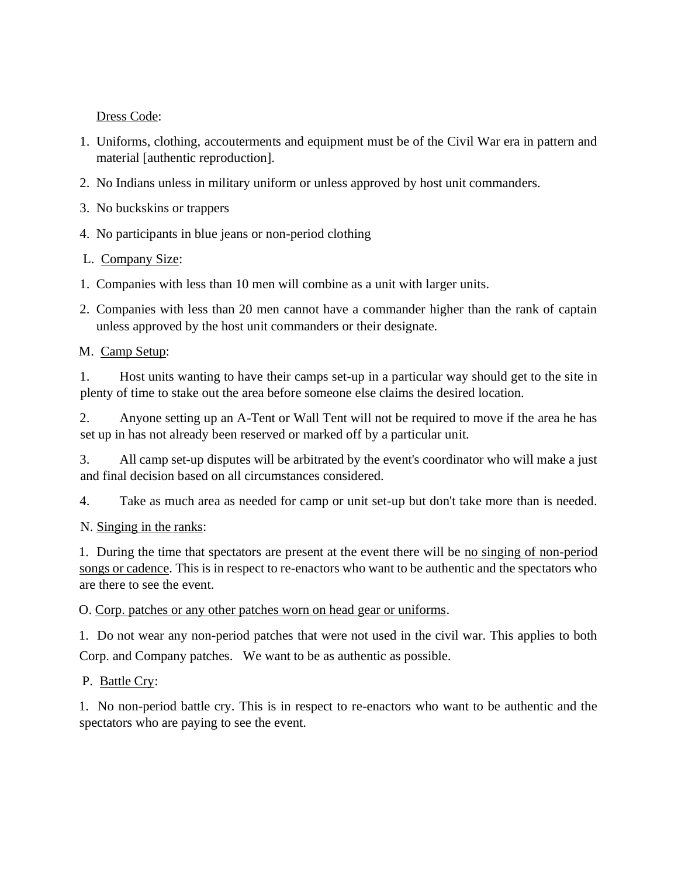Dress Code:

1. Uniforms, clothing, accouterments and equipment must be of the Civil War era in pattern and material [authentic reproduction].
2. No Indians unless in military uniform or unless approved by host unit commanders.
3. No buckskins or trappers
4. No participants in blue jeans or non-period clothing

L. Company Size:

1. Companies with less than 10 men will combine as a unit with larger units.
2. Companies with less than 20 men cannot have a commander higher than the rank of captain unless approved by the host unit commanders or their designate.

M. Camp Setup:

1. Host units wanting to have their camps set-up in a particular way should get to the site in plenty of time to stake out the area before someone else claims the desired location.
2. Anyone setting up an A-Tent or Wall Tent will not be required to move if the area he has set up in has not already been reserved or marked off by a particular unit.
3. All camp set-up disputes will be arbitrated by the event's coordinator who will make a just and final decision based on all circumstances considered.
4. Take as much area as needed for camp or unit set-up but don't take more than is needed.

N. Singing in the ranks:

1. During the time that spectators are present at the event there will be no singing of non-period songs or cadence. This is in respect to re-enactors who want to be authentic and the spectators who are there to see the event.

O. Corp. patches or any other patches worn on head gear or uniforms.

1. Do not wear any non-period patches that were not used in the civil war. This applies to both Corp. and Company patches. We want to be as authentic as possible.

P. Battle Cry:

1. No non-period battle cry. This is in respect to re-enactors who want to be authentic and the spectators who are paying to see the event.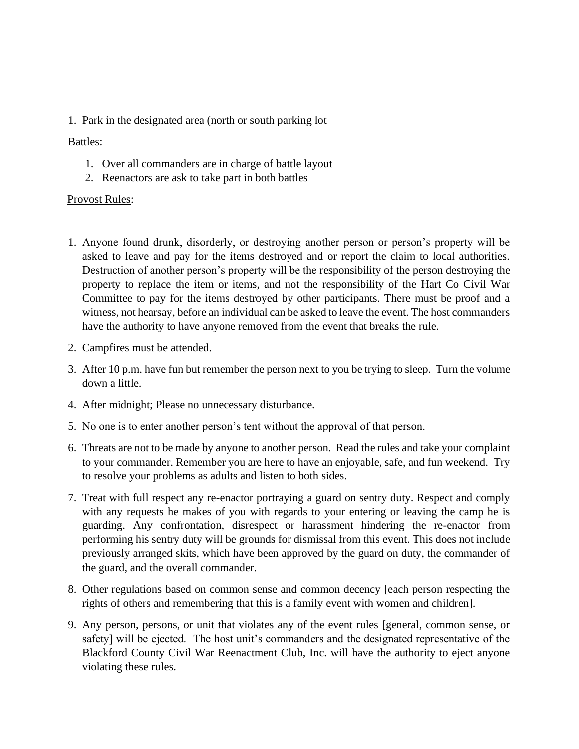1. Park in the designated area (north or south parking lot

<u>Battles:</u>

1. Over all commanders are in charge of battle layout
2. Reenactors are ask to take part in both battles

<u>Provost Rules</u>:

1. Anyone found drunk, disorderly, or destroying another person or person's property will be asked to leave and pay for the items destroyed and or report the claim to local authorities. Destruction of another person's property will be the responsibility of the person destroying the property to replace the item or items, and not the responsibility of the Hart Co Civil War Committee to pay for the items destroyed by other participants. There must be proof and a witness, not hearsay, before an individual can be asked to leave the event. The host commanders have the authority to have anyone removed from the event that breaks the rule.
2. Campfires must be attended.
3. After 10 p.m. have fun but remember the person next to you be trying to sleep. Turn the volume down a little.
4. After midnight; Please no unnecessary disturbance.
5. No one is to enter another person's tent without the approval of that person.
6. Threats are not to be made by anyone to another person. Read the rules and take your complaint to your commander. Remember you are here to have an enjoyable, safe, and fun weekend. Try to resolve your problems as adults and listen to both sides.
7. Treat with full respect any re-enactor portraying a guard on sentry duty. Respect and comply with any requests he makes of you with regards to your entering or leaving the camp he is guarding. Any confrontation, disrespect or harassment hindering the re-enactor from performing his sentry duty will be grounds for dismissal from this event. This does not include previously arranged skits, which have been approved by the guard on duty, the commander of the guard, and the overall commander.
8. Other regulations based on common sense and common decency [each person respecting the rights of others and remembering that this is a family event with women and children].
9. Any person, persons, or unit that violates any of the event rules [general, common sense, or safety] will be ejected. The host unit's commanders and the designated representative of the Blackford County Civil War Reenactment Club, Inc. will have the authority to eject anyone violating these rules.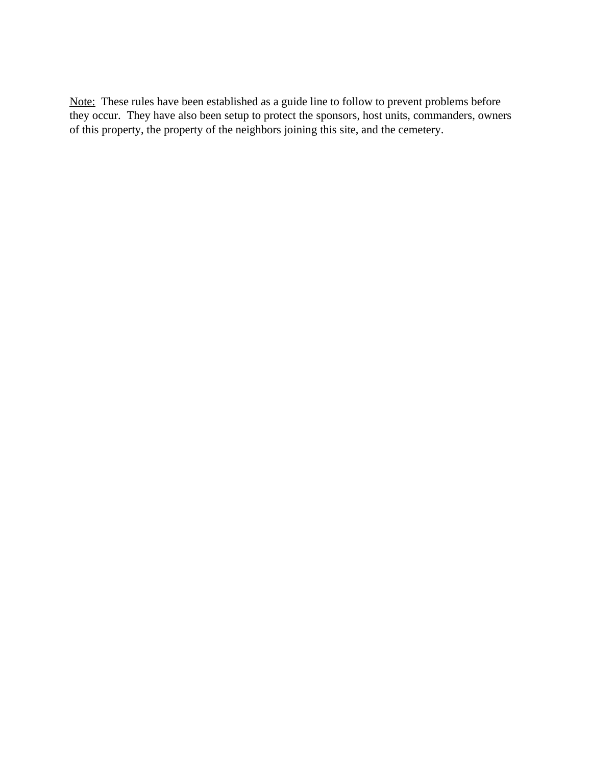<u>Note:</u> These rules have been established as a guide line to follow to prevent problems before they occur. They have also been setup to protect the sponsors, host units, commanders, owners of this property, the property of the neighbors joining this site, and the cemetery.